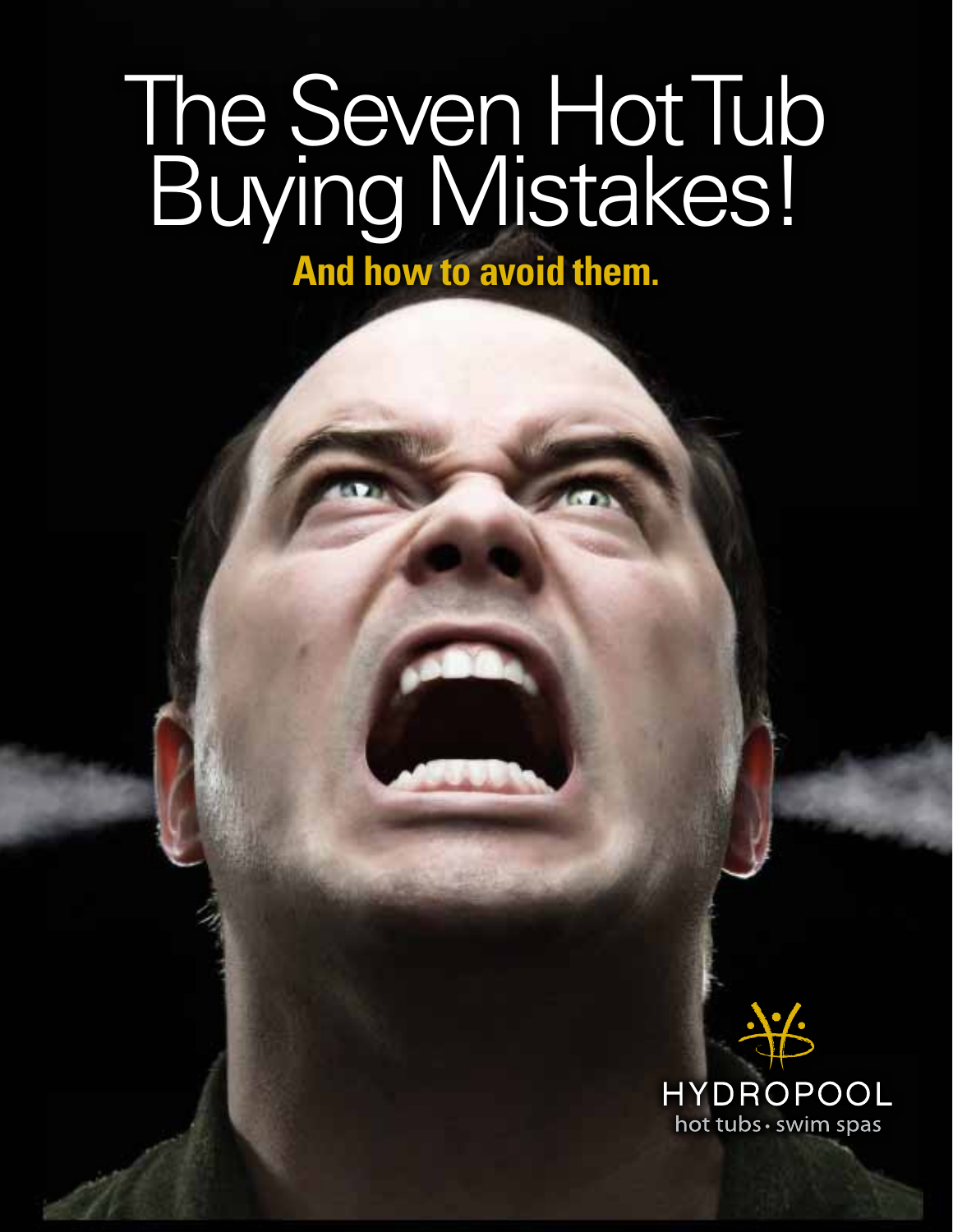# The Seven Hot Tub Buying Mistakes!

**And how to avoid them.**

HYDROPOOL

hot tubs · swim spas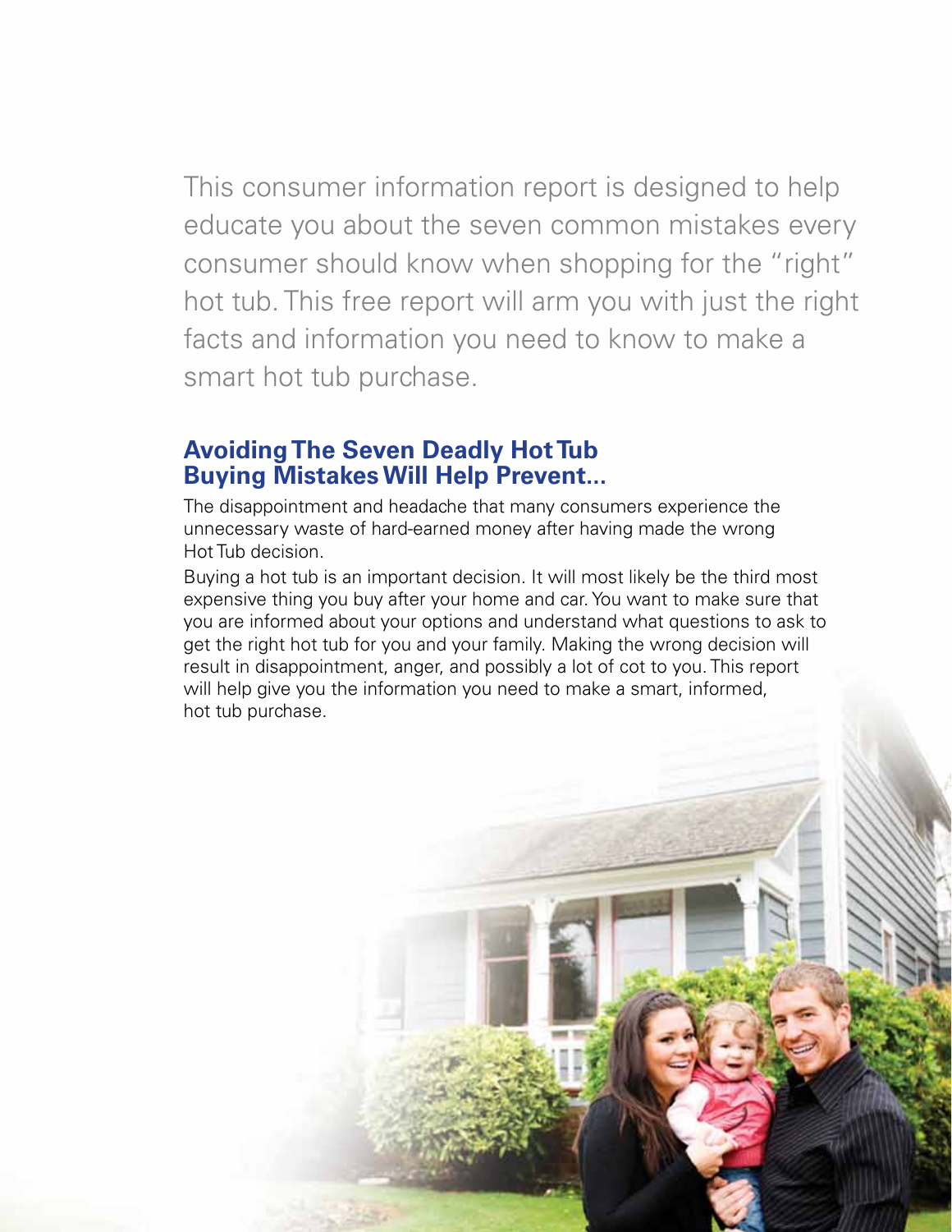This consumer information report is designed to help educate you about the seven common mistakes every consumer should know when shopping for the "right" hot tub. This free report will arm you with just the right facts and information you need to know to make a smart hot tub purchase.

## Avoiding The Seven Deadly Hot Tub Buying Mistakes Will Help Prevent...

The disappointment and headache that many consumers experience the unnecessary waste of hard-earned money after having made the wrong Hot Tub decision.

Buying a hot tub is an important decision. It will most likely be the third most expensive thing you buy after your home and car. You want to make sure that you are informed about your options and understand what questions to ask to get the right hot tub for you and your family. Making the wrong decision will result in disappointment, anger, and possibly a lot of cot to you. This report will help give you the information you need to make a smart, informed, hot tub purchase.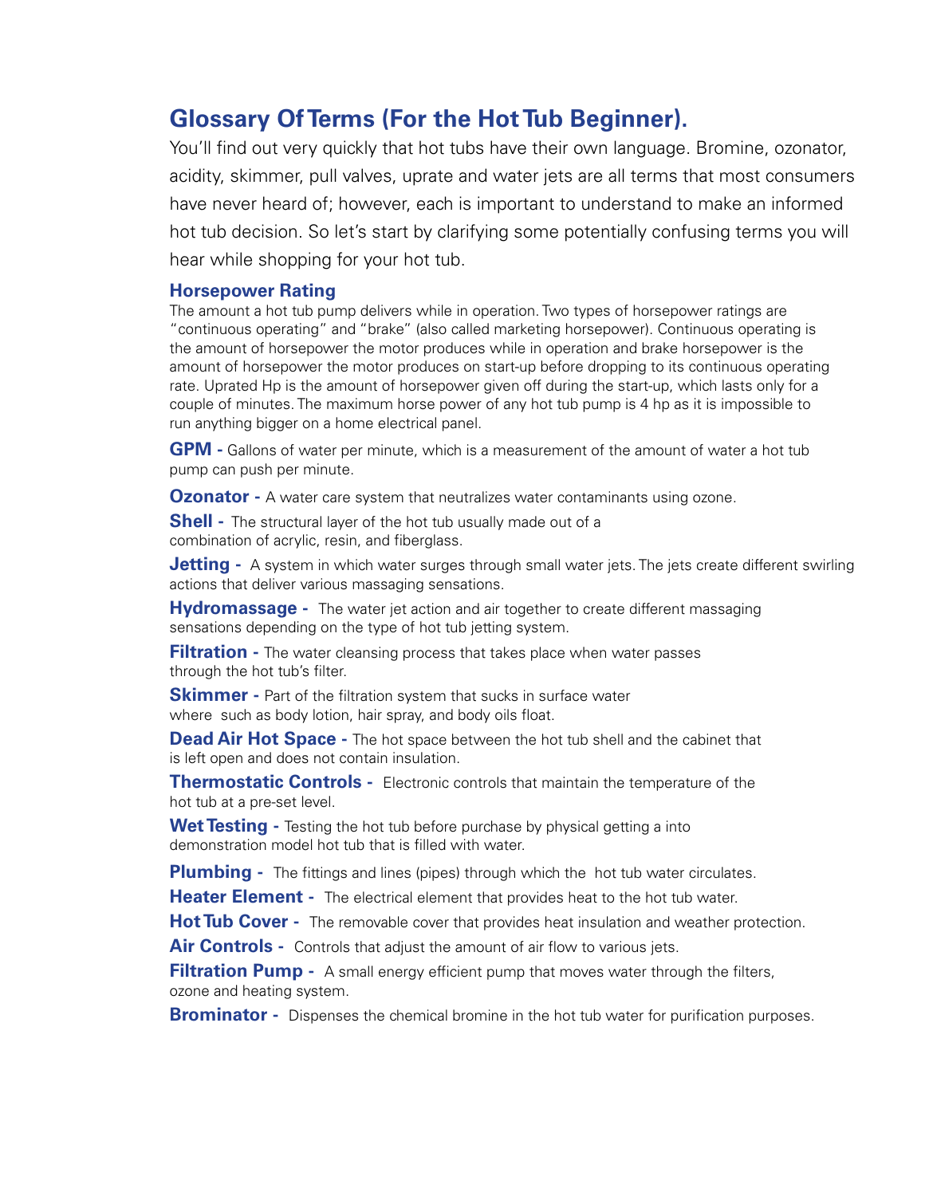## Glossary Of Terms (For the Hot Tub Beginner).

You'll find out very quickly that hot tubs have their own language. Bromine, ozonator, acidity, skimmer, pull valves, uprate and water jets are all terms that most consumers have never heard of; however, each is important to understand to make an informed hot tub decision. So let's start by clarifying some potentially confusing terms you will hear while shopping for your hot tub.

### Horsepower Rating

The amount a hot tub pump delivers while in operation. Two types of horsepower ratings are "continuous operating" and "brake" (also called marketing horsepower). Continuous operating is the amount of horsepower the motor produces while in operation and brake horsepower is the amount of horsepower the motor produces on start-up before dropping to its continuous operating rate. Uprated Hp is the amount of horsepower given off during the start-up, which lasts only for a couple of minutes. The maximum horse power of any hot tub pump is 4 hp as it is impossible to run anything bigger on a home electrical panel.

**GPM -** Gallons of water per minute, which is a measurement of the amount of water a hot tub pump can push per minute.

**Ozonator -** A water care system that neutralizes water contaminants using ozone.

**Shell -** The structural layer of the hot tub usually made out of a combination of acrylic, resin, and fiberglass.

**Jetting -** A system in which water surges through small water jets. The jets create different swirling actions that deliver various massaging sensations.

**Hydromassage -** The water jet action and air together to create different massaging sensations depending on the type of hot tub jetting system.

**Filtration -** The water cleansing process that takes place when water passes through the hot tub's filter.

**Skimmer -** Part of the filtration system that sucks in surface water where such as body lotion, hair spray, and body oils float.

**Dead Air Hot Space -** The hot space between the hot tub shell and the cabinet that is left open and does not contain insulation.

**Thermostatic Controls -** Electronic controls that maintain the temperature of the hot tub at a pre-set level.

**Wet Testing -** Testing the hot tub before purchase by physical getting a into demonstration model hot tub that is filled with water.

**Plumbing -** The fittings and lines (pipes) through which the hot tub water circulates.

**Heater Element -** The electrical element that provides heat to the hot tub water.

**Hot Tub Cover -** The removable cover that provides heat insulation and weather protection.

**Air Controls -** Controls that adjust the amount of air flow to various jets.

**Filtration Pump -** A small energy efficient pump that moves water through the filters, ozone and heating system.

**Brominator -** Dispenses the chemical bromine in the hot tub water for purification purposes.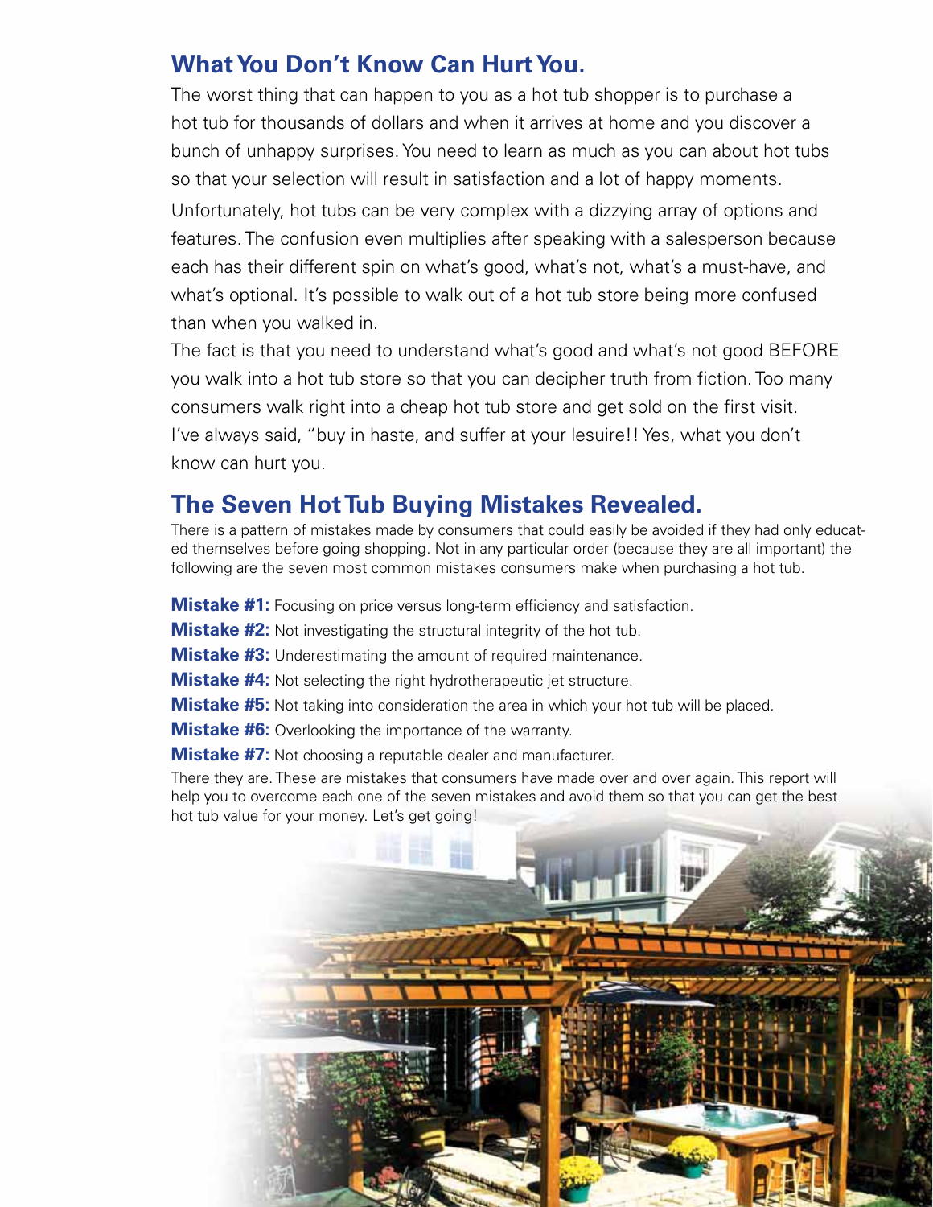## What You Don't Know Can Hurt You.

The worst thing that can happen to you as a hot tub shopper is to purchase a hot tub for thousands of dollars and when it arrives at home and you discover a bunch of unhappy surprises. You need to learn as much as you can about hot tubs so that your selection will result in satisfaction and a lot of happy moments.

Unfortunately, hot tubs can be very complex with a dizzying array of options and features. The confusion even multiplies after speaking with a salesperson because each has their different spin on what's good, what's not, what's a must-have, and what's optional. It's possible to walk out of a hot tub store being more confused than when you walked in.

The fact is that you need to understand what's good and what's not good BEFORE you walk into a hot tub store so that you can decipher truth from fiction. Too many consumers walk right into a cheap hot tub store and get sold on the first visit. I've always said, "buy in haste, and suffer at your lesuire!! Yes, what you don't know can hurt you.

## The Seven Hot Tub Buying Mistakes Revealed.

There is a pattern of mistakes made by consumers that could easily be avoided if they had only educated themselves before going shopping. Not in any particular order (because they are all important) the following are the seven most common mistakes consumers make when purchasing a hot tub.

**Mistake #1:** Focusing on price versus long-term efficiency and satisfaction.

**Mistake #2:** Not investigating the structural integrity of the hot tub.

**Mistake #3:** Underestimating the amount of required maintenance.

**Mistake #4:** Not selecting the right hydrotherapeutic jet structure.

**Mistake #5:** Not taking into consideration the area in which your hot tub will be placed.

**Mistake #6:** Overlooking the importance of the warranty.

**Mistake #7:** Not choosing a reputable dealer and manufacturer.

There they are. These are mistakes that consumers have made over and over again. This report will help you to overcome each one of the seven mistakes and avoid them so that you can get the best hot tub value for your money. Let's get going!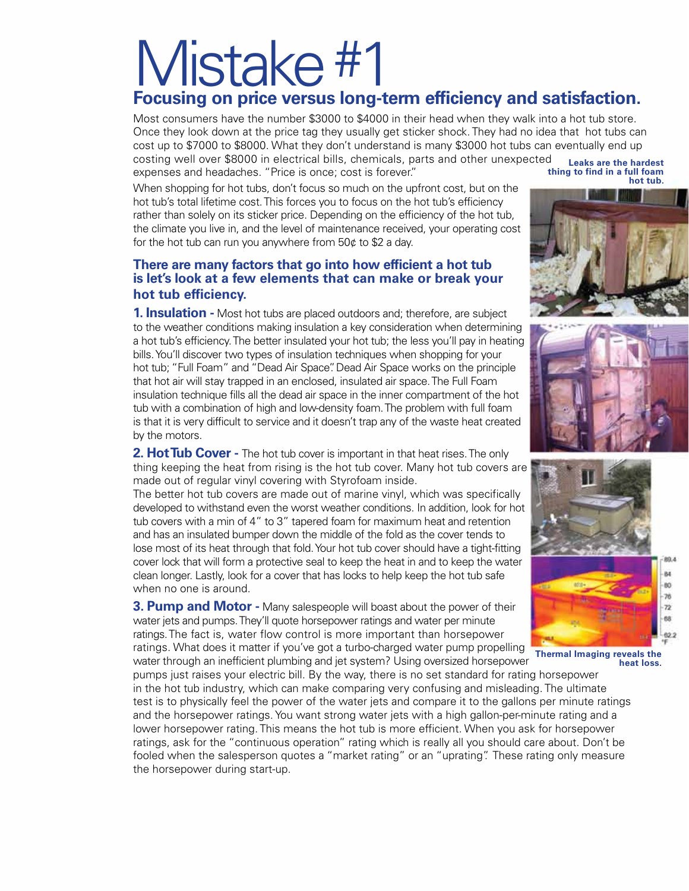# Mistake #1

## Focusing on price versus long-term efficiency and satisfaction.

Most consumers have the number $3000 to $4000 in their head when they walk into a hot tub store. Once they look down at the price tag they usually get sticker shock. They had no idea that hot tubs can cost up to $7000 to $8000. What they don't understand is many $3000 hot tubs can eventually end up costing well over $8000 in electrical bills, chemicals, parts and other unexpected expenses and headaches. "Price is once; cost is forever."

**Leaks are the hardest thing to find in a full foam hot tub.**

When shopping for hot tubs, don't focus so much on the upfront cost, but on the hot tub's total lifetime cost. This forces you to focus on the hot tub's efficiency rather than solely on its sticker price. Depending on the efficiency of the hot tub, the climate you live in, and the level of maintenance received, your operating cost for the hot tub can run you anywhere from 50¢ to $2 a day.

### There are many factors that go into how efficient a hot tub is let's look at a few elements that can make or break your hot tub efficiency.

**1. Insulation -** Most hot tubs are placed outdoors and; therefore, are subject to the weather conditions making insulation a key consideration when determining a hot tub's efficiency. The better insulated your hot tub; the less you'll pay in heating bills. You'll discover two types of insulation techniques when shopping for your hot tub; "Full Foam" and "Dead Air Space". Dead Air Space works on the principle that hot air will stay trapped in an enclosed, insulated air space. The Full Foam insulation technique fills all the dead air space in the inner compartment of the hot tub with a combination of high and low-density foam. The problem with full foam is that it is very difficult to service and it doesn't trap any of the waste heat created by the motors.

**2. Hot Tub Cover -** The hot tub cover is important in that heat rises. The only thing keeping the heat from rising is the hot tub cover. Many hot tub covers are made out of regular vinyl covering with Styrofoam inside.

The better hot tub covers are made out of marine vinyl, which was specifically developed to withstand even the worst weather conditions. In addition, look for hot tub covers with a min of 4" to 3" tapered foam for maximum heat and retention and has an insulated bumper down the middle of the fold as the cover tends to lose most of its heat through that fold. Your hot tub cover should have a tight-fitting cover lock that will form a protective seal to keep the heat in and to keep the water clean longer. Lastly, look for a cover that has locks to help keep the hot tub safe when no one is around.

**3. Pump and Motor -** Many salespeople will boast about the power of their water jets and pumps. They'll quote horsepower ratings and water per minute ratings. The fact is, water flow control is more important than horsepower ratings. What does it matter if you've got a turbo-charged water pump propelling water through an inefficient plumbing and jet system? Using oversized horsepower pumps just raises your electric bill. By the way, there is no set standard for rating horsepower in the hot tub industry, which can make comparing very confusing and misleading. The ultimate test is to physically feel the power of the water jets and compare it to the gallons per minute ratings and the horsepower ratings. You want strong water jets with a high gallon-per-minute rating and a lower horsepower rating. This means the hot tub is more efficient. When you ask for horsepower ratings, ask for the "continuous operation" rating which is really all you should care about. Don't be fooled when the salesperson quotes a "market rating" or an "uprating". These rating only measure the horsepower during start-up.

**Thermal Imaging reveals the heat loss.**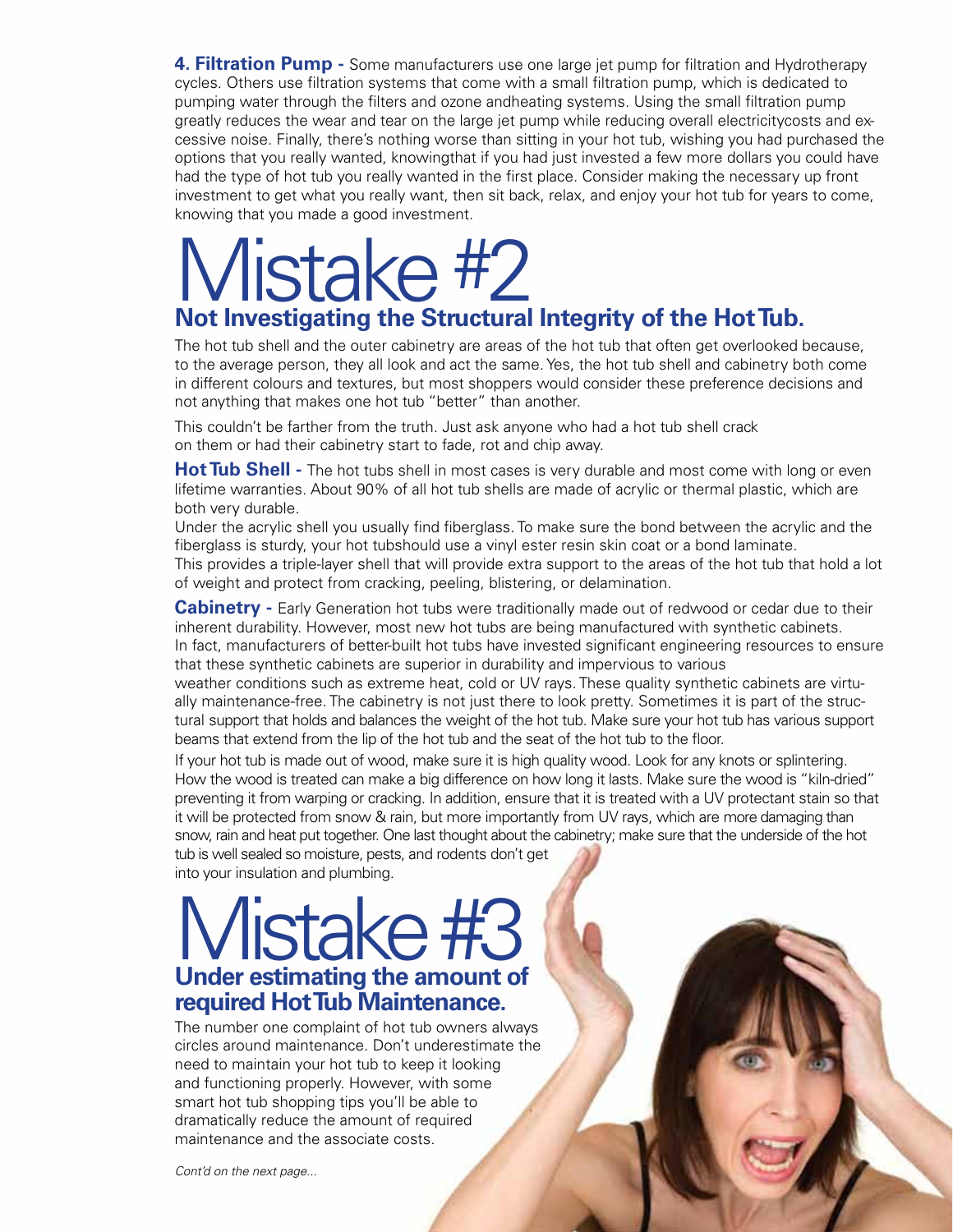**4. Filtration Pump -** Some manufacturers use one large jet pump for filtration and Hydrotherapy cycles. Others use filtration systems that come with a small filtration pump, which is dedicated to pumping water through the filters and ozone andheating systems. Using the small filtration pump greatly reduces the wear and tear on the large jet pump while reducing overall electricitycosts and excessive noise. Finally, there's nothing worse than sitting in your hot tub, wishing you had purchased the options that you really wanted, knowingthat if you had just invested a few more dollars you could have had the type of hot tub you really wanted in the first place. Consider making the necessary up front investment to get what you really want, then sit back, relax, and enjoy your hot tub for years to come, knowing that you made a good investment.

# Mistake #2

## Not Investigating the Structural Integrity of the Hot Tub.

The hot tub shell and the outer cabinetry are areas of the hot tub that often get overlooked because, to the average person, they all look and act the same. Yes, the hot tub shell and cabinetry both come in different colours and textures, but most shoppers would consider these preference decisions and not anything that makes one hot tub "better" than another.

This couldn't be farther from the truth. Just ask anyone who had a hot tub shell crack on them or had their cabinetry start to fade, rot and chip away.

**Hot Tub Shell -** The hot tubs shell in most cases is very durable and most come with long or even lifetime warranties. About 90% of all hot tub shells are made of acrylic or thermal plastic, which are both very durable.

Under the acrylic shell you usually find fiberglass. To make sure the bond between the acrylic and the fiberglass is sturdy, your hot tubshould use a vinyl ester resin skin coat or a bond laminate.

This provides a triple-layer shell that will provide extra support to the areas of the hot tub that hold a lot of weight and protect from cracking, peeling, blistering, or delamination.

**Cabinetry -** Early Generation hot tubs were traditionally made out of redwood or cedar due to their inherent durability. However, most new hot tubs are being manufactured with synthetic cabinets. In fact, manufacturers of better-built hot tubs have invested significant engineering resources to ensure that these synthetic cabinets are superior in durability and impervious to various weather conditions such as extreme heat, cold or UV rays. These quality synthetic cabinets are virtually maintenance-free. The cabinetry is not just there to look pretty. Sometimes it is part of the structural support that holds and balances the weight of the hot tub. Make sure your hot tub has various support beams that extend from the lip of the hot tub and the seat of the hot tub to the floor.

If your hot tub is made out of wood, make sure it is high quality wood. Look for any knots or splintering. How the wood is treated can make a big difference on how long it lasts. Make sure the wood is "kiln-dried" preventing it from warping or cracking. In addition, ensure that it is treated with a UV protectant stain so that it will be protected from snow & rain, but more importantly from UV rays, which are more damaging than snow, rain and heat put together. One last thought about the cabinetry; make sure that the underside of the hot tub is well sealed so moisture, pests, and rodents don't get into your insulation and plumbing.

# Mistake #3

## Under estimating the amount of required Hot Tub Maintenance.

The number one complaint of hot tub owners always circles around maintenance. Don't underestimate the need to maintain your hot tub to keep it looking and functioning properly. However, with some smart hot tub shopping tips you'll be able to dramatically reduce the amount of required maintenance and the associate costs.

*Cont'd on the next page...*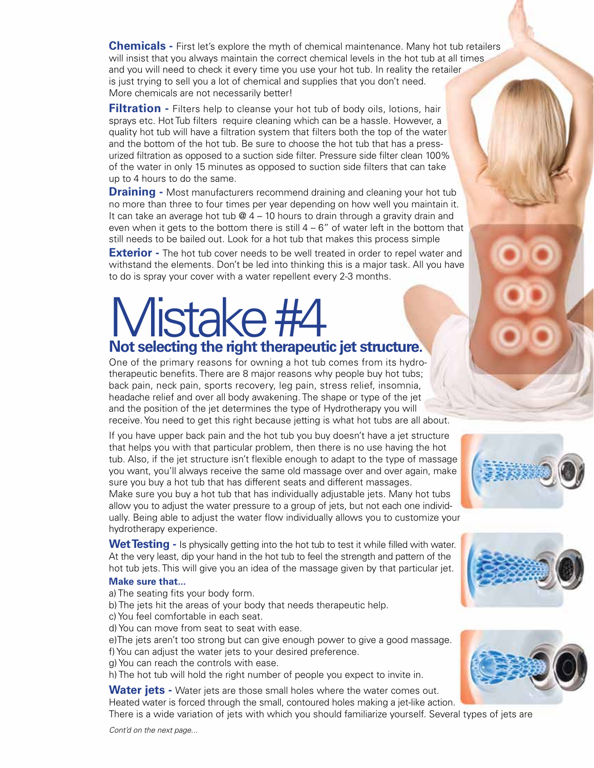**Chemicals -** First let's explore the myth of chemical maintenance. Many hot tub retailers will insist that you always maintain the correct chemical levels in the hot tub at all times and you will need to check it every time you use your hot tub. In reality the retailer is just trying to sell you a lot of chemical and supplies that you don't need. More chemicals are not necessarily better!

**Filtration -** Filters help to cleanse your hot tub of body oils, lotions, hair sprays etc. Hot Tub filters require cleaning which can be a hassle. However, a quality hot tub will have a filtration system that filters both the top of the water and the bottom of the hot tub. Be sure to choose the hot tub that has a pressurized filtration as opposed to a suction side filter. Pressure side filter clean 100% of the water in only 15 minutes as opposed to suction side filters that can take up to 4 hours to do the same.

**Draining -** Most manufacturers recommend draining and cleaning your hot tub no more than three to four times per year depending on how well you maintain it. It can take an average hot tub @ 4 – 10 hours to drain through a gravity drain and even when it gets to the bottom there is still 4 – 6" of water left in the bottom that still needs to be bailed out. Look for a hot tub that makes this process simple

**Exterior -** The hot tub cover needs to be well treated in order to repel water and withstand the elements. Don't be led into thinking this is a major task. All you have to do is spray your cover with a water repellent every 2-3 months.

# Mistake #4

## Not selecting the right therapeutic jet structure.

One of the primary reasons for owning a hot tub comes from its hydrotherapeutic benefits. There are 8 major reasons why people buy hot tubs; back pain, neck pain, sports recovery, leg pain, stress relief, insomnia, headache relief and over all body awakening. The shape or type of the jet and the position of the jet determines the type of Hydrotherapy you will receive. You need to get this right because jetting is what hot tubs are all about.

If you have upper back pain and the hot tub you buy doesn't have a jet structure that helps you with that particular problem, then there is no use having the hot tub. Also, if the jet structure isn't flexible enough to adapt to the type of massage you want, you'll always receive the same old massage over and over again, make sure you buy a hot tub that has different seats and different massages. Make sure you buy a hot tub that has individually adjustable jets. Many hot tubs allow you to adjust the water pressure to a group of jets, but not each one individually. Being able to adjust the water flow individually allows you to customize your hydrotherapy experience.

**Wet Testing -** Is physically getting into the hot tub to test it while filled with water. At the very least, dip your hand in the hot tub to feel the strength and pattern of the hot tub jets. This will give you an idea of the massage given by that particular jet.

**Make sure that...**

a) The seating fits your body form.
b) The jets hit the areas of your body that needs therapeutic help.
c) You feel comfortable in each seat.
d) You can move from seat to seat with ease.
e)The jets aren't too strong but can give enough power to give a good massage.
f) You can adjust the water jets to your desired preference.
g) You can reach the controls with ease.
h) The hot tub will hold the right number of people you expect to invite in.

**Water jets -** Water jets are those small holes where the water comes out. Heated water is forced through the small, contoured holes making a jet-like action. There is a wide variation of jets with which you should familiarize yourself. Several types of jets are

*Cont'd on the next page...*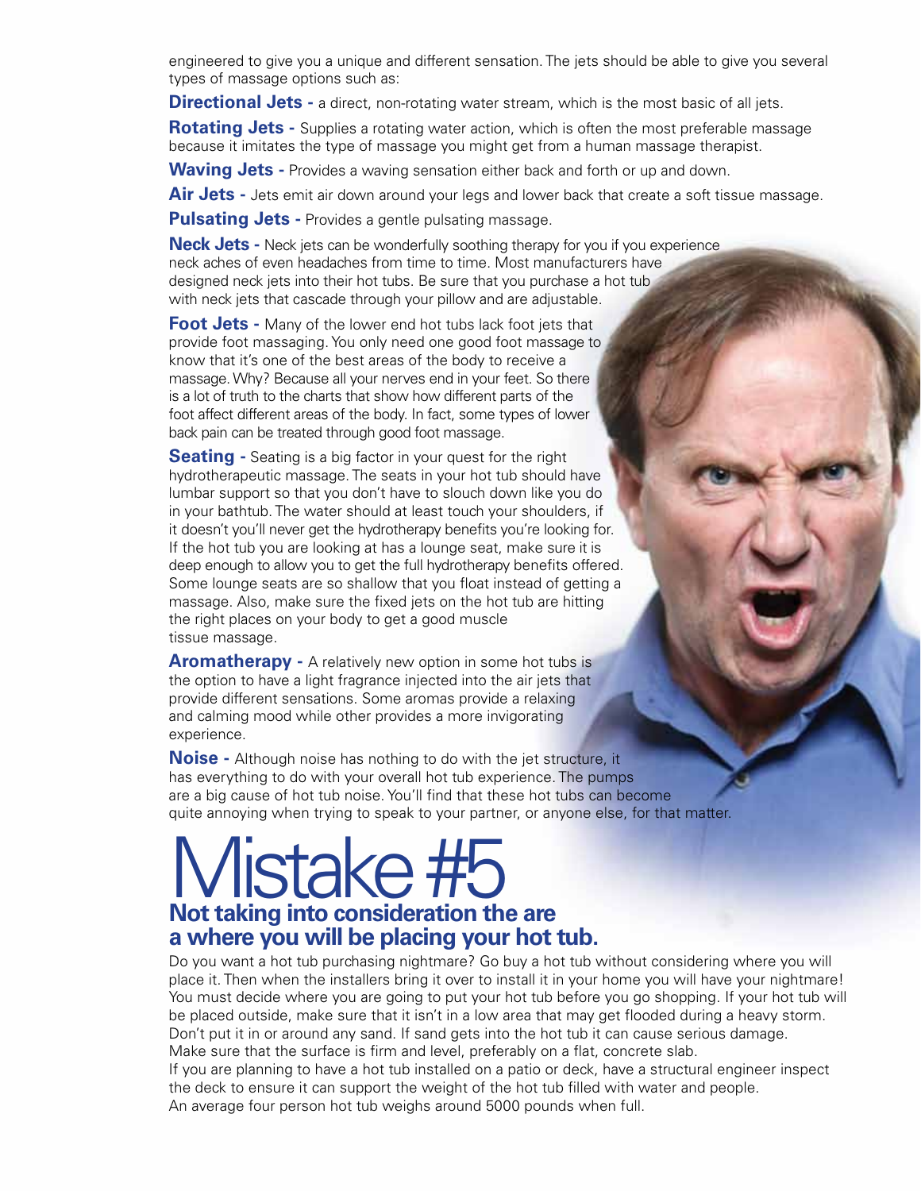engineered to give you a unique and different sensation. The jets should be able to give you several types of massage options such as:

**Directional Jets -** a direct, non-rotating water stream, which is the most basic of all jets.

**Rotating Jets -** Supplies a rotating water action, which is often the most preferable massage because it imitates the type of massage you might get from a human massage therapist.

**Waving Jets -** Provides a waving sensation either back and forth or up and down.

**Air Jets -** Jets emit air down around your legs and lower back that create a soft tissue massage.

**Pulsating Jets -** Provides a gentle pulsating massage.

**Neck Jets -** Neck jets can be wonderfully soothing therapy for you if you experience neck aches of even headaches from time to time. Most manufacturers have designed neck jets into their hot tubs. Be sure that you purchase a hot tub with neck jets that cascade through your pillow and are adjustable.

**Foot Jets -** Many of the lower end hot tubs lack foot jets that provide foot massaging. You only need one good foot massage to know that it's one of the best areas of the body to receive a massage. Why? Because all your nerves end in your feet. So there is a lot of truth to the charts that show how different parts of the foot affect different areas of the body. In fact, some types of lower back pain can be treated through good foot massage.

**Seating -** Seating is a big factor in your quest for the right hydrotherapeutic massage. The seats in your hot tub should have lumbar support so that you don't have to slouch down like you do in your bathtub. The water should at least touch your shoulders, if it doesn't you'll never get the hydrotherapy benefits you're looking for. If the hot tub you are looking at has a lounge seat, make sure it is deep enough to allow you to get the full hydrotherapy benefits offered. Some lounge seats are so shallow that you float instead of getting a massage. Also, make sure the fixed jets on the hot tub are hitting the right places on your body to get a good muscle tissue massage.

**Aromatherapy -** A relatively new option in some hot tubs is the option to have a light fragrance injected into the air jets that provide different sensations. Some aromas provide a relaxing and calming mood while other provides a more invigorating experience.

**Noise -** Although noise has nothing to do with the jet structure, it has everything to do with your overall hot tub experience. The pumps are a big cause of hot tub noise. You'll find that these hot tubs can become quite annoying when trying to speak to your partner, or anyone else, for that matter.

# Mistake #5

## Not taking into consideration the are a where you will be placing your hot tub.

Do you want a hot tub purchasing nightmare? Go buy a hot tub without considering where you will place it. Then when the installers bring it over to install it in your home you will have your nightmare! You must decide where you are going to put your hot tub before you go shopping. If your hot tub will be placed outside, make sure that it isn't in a low area that may get flooded during a heavy storm. Don't put it in or around any sand. If sand gets into the hot tub it can cause serious damage. Make sure that the surface is firm and level, preferably on a flat, concrete slab.

If you are planning to have a hot tub installed on a patio or deck, have a structural engineer inspect the deck to ensure it can support the weight of the hot tub filled with water and people. An average four person hot tub weighs around 5000 pounds when full.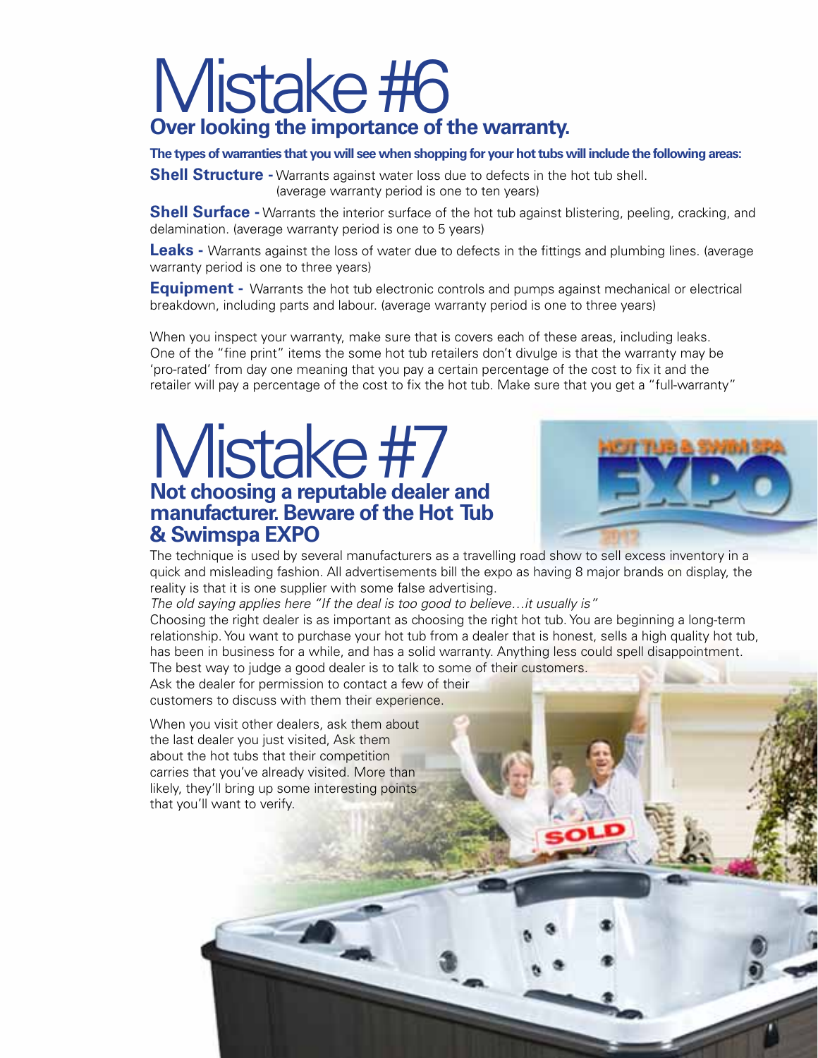# Mistake #6

## Over looking the importance of the warranty.

**The types of warranties that you will see when shopping for your hot tubs will include the following areas:**

**Shell Structure -** Warrants against water loss due to defects in the hot tub shell. (average warranty period is one to ten years)

**Shell Surface -** Warrants the interior surface of the hot tub against blistering, peeling, cracking, and delamination. (average warranty period is one to 5 years)

**Leaks -** Warrants against the loss of water due to defects in the fittings and plumbing lines. (average warranty period is one to three years)

**Equipment -** Warrants the hot tub electronic controls and pumps against mechanical or electrical breakdown, including parts and labour. (average warranty period is one to three years)

When you inspect your warranty, make sure that is covers each of these areas, including leaks. One of the "fine print" items the some hot tub retailers don't divulge is that the warranty may be 'pro-rated' from day one meaning that you pay a certain percentage of the cost to fix it and the retailer will pay a percentage of the cost to fix the hot tub. Make sure that you get a "full-warranty"

# Mistake #7

## Not choosing a reputable dealer and manufacturer. Beware of the Hot Tub & Swimspa EXPO

The technique is used by several manufacturers as a travelling road show to sell excess inventory in a quick and misleading fashion. All advertisements bill the expo as having 8 major brands on display, the reality is that it is one supplier with some false advertising.

*The old saying applies here "If the deal is too good to believe…it usually is"*

Choosing the right dealer is as important as choosing the right hot tub. You are beginning a long-term relationship. You want to purchase your hot tub from a dealer that is honest, sells a high quality hot tub, has been in business for a while, and has a solid warranty. Anything less could spell disappointment. The best way to judge a good dealer is to talk to some of their customers. Ask the dealer for permission to contact a few of their customers to discuss with them their experience.

When you visit other dealers, ask them about the last dealer you just visited, Ask them about the hot tubs that their competition carries that you've already visited. More than likely, they'll bring up some interesting points that you'll want to verify.